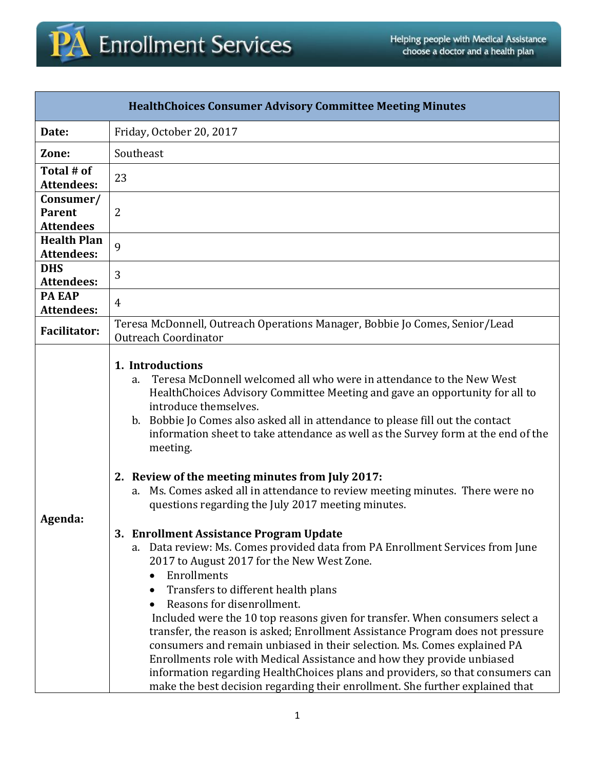| HealthChoices Consumer Advisory Committee Meeting Minutes | |
|---|---|
| **Date:** | Friday, October 20, 2017 |
| **Zone:** | Southeast |
| **Total # of Attendees:** | 23 |
| **Consumer/ Parent Attendees** | 2 |
| **Health Plan Attendees:** | 9 |
| **DHS Attendees:** | 3 |
| **PA EAP Attendees:** | 4 |
| **Facilitator:** | Teresa McDonnell, Outreach Operations Manager, Bobbie Jo Comes, Senior/Lead Outreach Coordinator |
| **Agenda:** | **1. Introductions**<br>a. Teresa McDonnell welcomed all who were in attendance to the New West HealthChoices Advisory Committee Meeting and gave an opportunity for all to introduce themselves.<br>b. Bobbie Jo Comes also asked all in attendance to please fill out the contact information sheet to take attendance as well as the Survey form at the end of the meeting.<br><br>**2. Review of the meeting minutes from July 2017:**<br>a. Ms. Comes asked all in attendance to review meeting minutes. There were no questions regarding the July 2017 meeting minutes.<br><br>**3. Enrollment Assistance Program Update**<br>a. Data review: Ms. Comes provided data from PA Enrollment Services from June 2017 to August 2017 for the New West Zone.<br>• Enrollments<br>• Transfers to different health plans<br>• Reasons for disenrollment.<br>Included were the 10 top reasons given for transfer. When consumers select a transfer, the reason is asked; Enrollment Assistance Program does not pressure consumers and remain unbiased in their selection. Ms. Comes explained PA Enrollments role with Medical Assistance and how they provide unbiased information regarding HealthChoices plans and providers, so that consumers can make the best decision regarding their enrollment. She further explained that |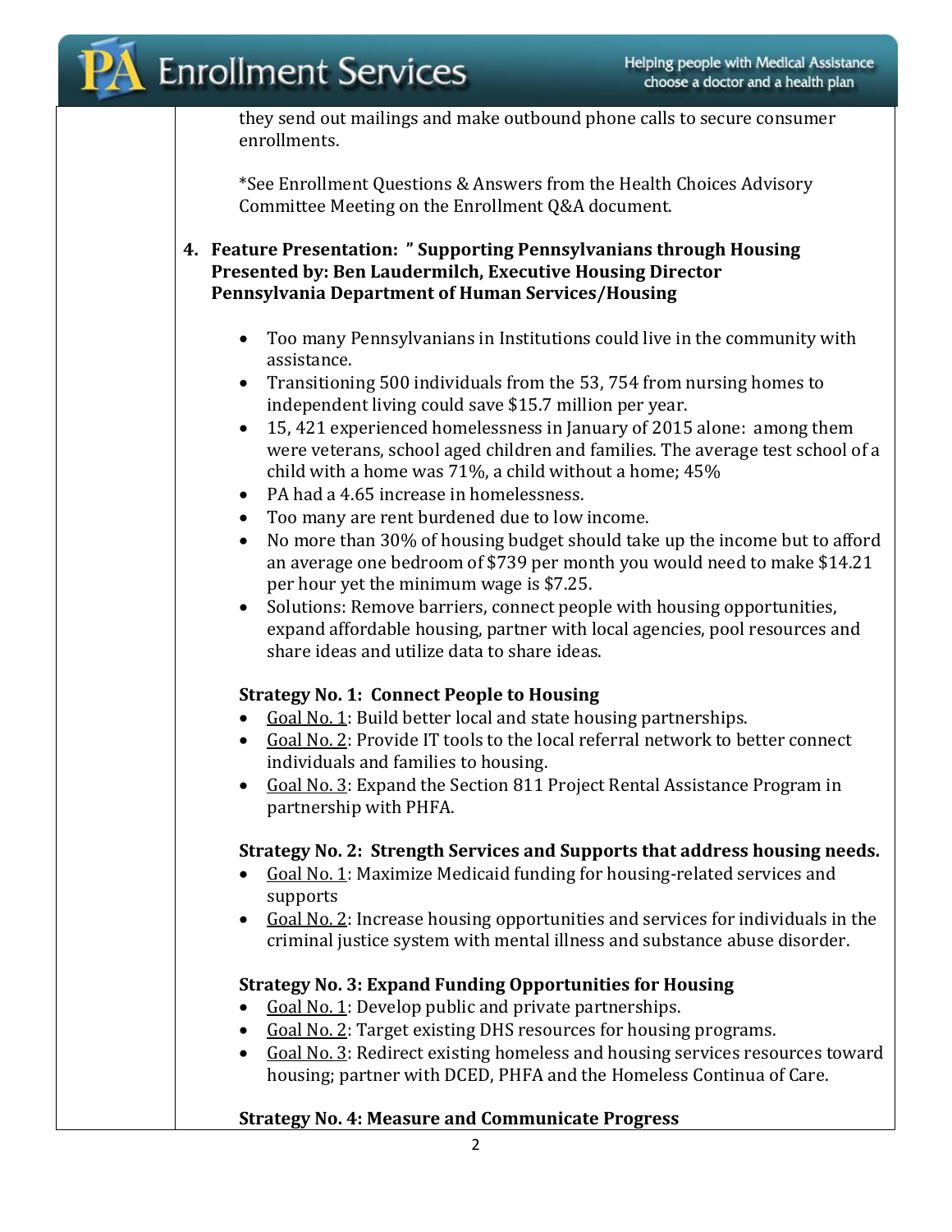they send out mailings and make outbound phone calls to secure consumer enrollments.

*See Enrollment Questions & Answers from the Health Choices Advisory Committee Meeting on the Enrollment Q&A document.

4. **Feature Presentation: " Supporting Pennsylvanians through Housing Presented by: Ben Laudermilch, Executive Housing Director Pennsylvania Department of Human Services/Housing**

- Too many Pennsylvanians in Institutions could live in the community with assistance.
- Transitioning 500 individuals from the 53, 754 from nursing homes to independent living could save $15.7 million per year.
- 15, 421 experienced homelessness in January of 2015 alone: among them were veterans, school aged children and families. The average test school of a child with a home was 71%, a child without a home; 45%
- PA had a 4.65 increase in homelessness.
- Too many are rent burdened due to low income.
- No more than 30% of housing budget should take up the income but to afford an average one bedroom of $739 per month you would need to make $14.21 per hour yet the minimum wage is $7.25.
- Solutions: Remove barriers, connect people with housing opportunities, expand affordable housing, partner with local agencies, pool resources and share ideas and utilize data to share ideas.

**Strategy No. 1: Connect People to Housing**

- <u>Goal No. 1</u>: Build better local and state housing partnerships.
- <u>Goal No. 2</u>: Provide IT tools to the local referral network to better connect individuals and families to housing.
- <u>Goal No. 3</u>: Expand the Section 811 Project Rental Assistance Program in partnership with PHFA.

**Strategy No. 2: Strength Services and Supports that address housing needs.**

- <u>Goal No. 1</u>: Maximize Medicaid funding for housing-related services and supports
- <u>Goal No. 2</u>: Increase housing opportunities and services for individuals in the criminal justice system with mental illness and substance abuse disorder.

**Strategy No. 3: Expand Funding Opportunities for Housing**

- <u>Goal No. 1</u>: Develop public and private partnerships.
- <u>Goal No. 2</u>: Target existing DHS resources for housing programs.
- <u>Goal No. 3</u>: Redirect existing homeless and housing services resources toward housing; partner with DCED, PHFA and the Homeless Continua of Care.

**Strategy No. 4: Measure and Communicate Progress**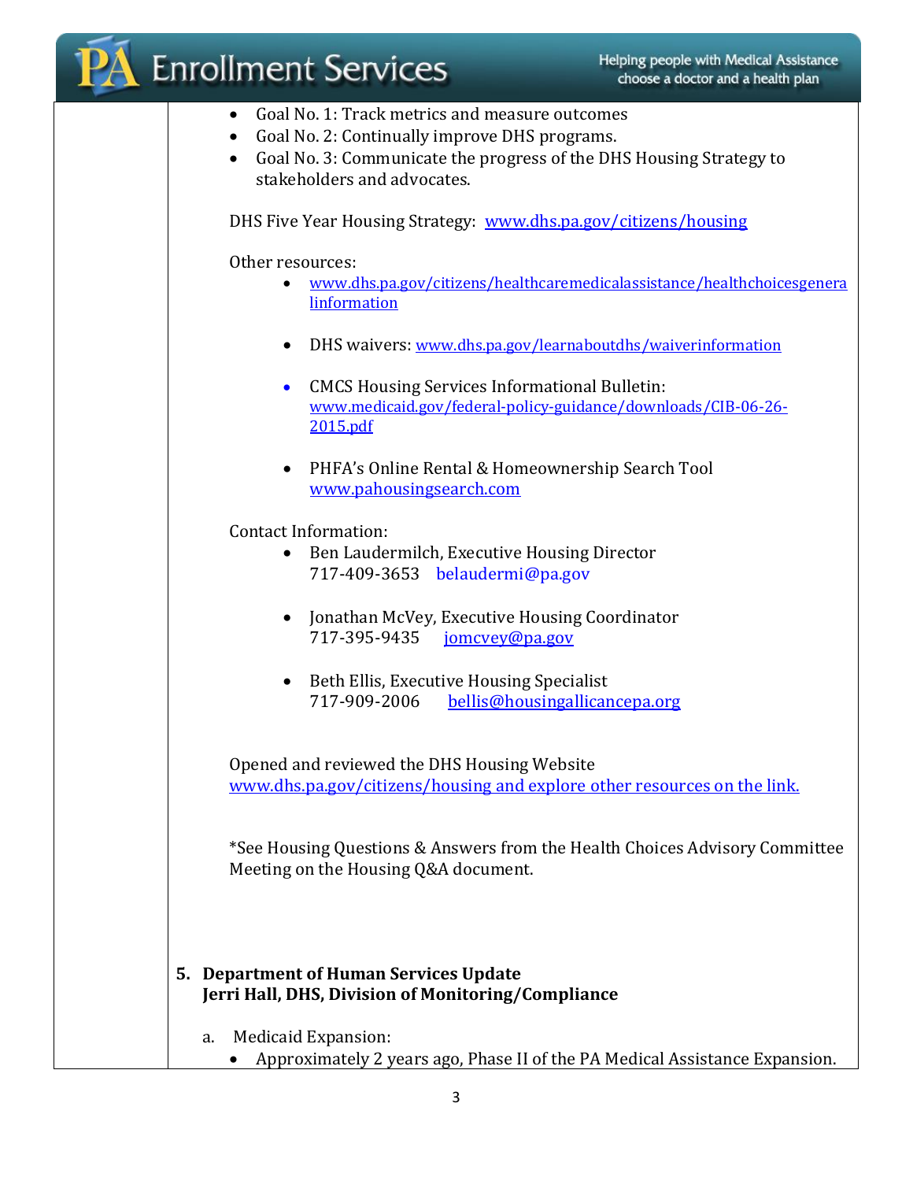- Goal No. 1: Track metrics and measure outcomes
- Goal No. 2: Continually improve DHS programs.
- Goal No. 3: Communicate the progress of the DHS Housing Strategy to stakeholders and advocates.

DHS Five Year Housing Strategy: www.dhs.pa.gov/citizens/housing

Other resources:

- www.dhs.pa.gov/citizens/healthcaremedicalassistance/healthchoicesgenera linformation
- DHS waivers: www.dhs.pa.gov/learnaboutdhs/waiverinformation
- CMCS Housing Services Informational Bulletin: www.medicaid.gov/federal-policy-guidance/downloads/CIB-06-26-2015.pdf
- PHFA's Online Rental & Homeownership Search Tool www.pahousingsearch.com

Contact Information:

- Ben Laudermilch, Executive Housing Director
  717-409-3653 belaudermi@pa.gov
- Jonathan McVey, Executive Housing Coordinator
  717-395-9435 jomcvey@pa.gov
- Beth Ellis, Executive Housing Specialist
  717-909-2006 bellis@housingallicancepa.org

Opened and reviewed the DHS Housing Website www.dhs.pa.gov/citizens/housing and explore other resources on the link.

*See Housing Questions & Answers from the Health Choices Advisory Committee Meeting on the Housing Q&A document.

**5. Department of Human Services Update**
**Jerri Hall, DHS, Division of Monitoring/Compliance**

a. Medicaid Expansion:

- Approximately 2 years ago, Phase II of the PA Medical Assistance Expansion.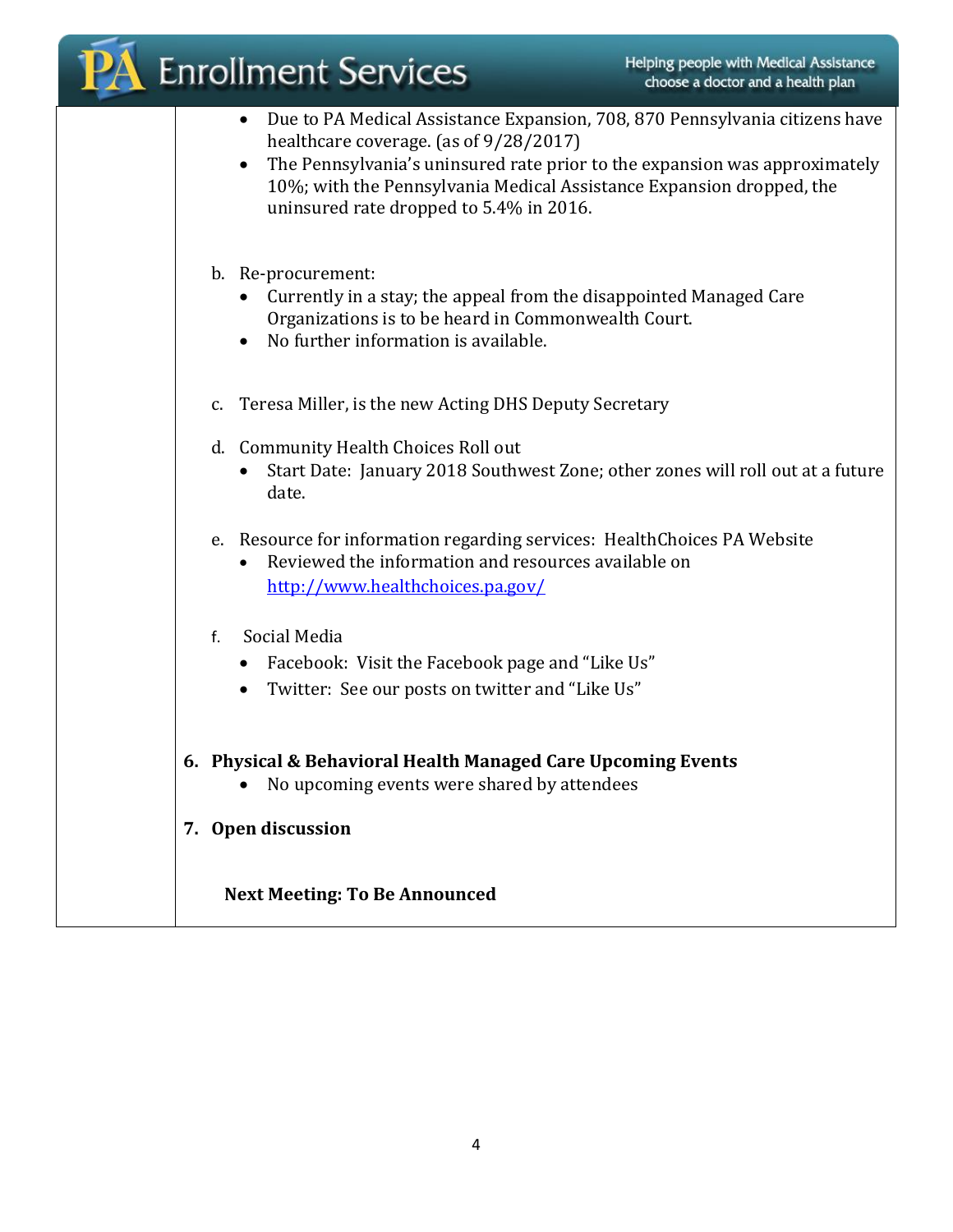- Due to PA Medical Assistance Expansion, 708, 870 Pennsylvania citizens have healthcare coverage. (as of 9/28/2017)
- The Pennsylvania's uninsured rate prior to the expansion was approximately 10%; with the Pennsylvania Medical Assistance Expansion dropped, the uninsured rate dropped to 5.4% in 2016.

b. Re-procurement:
- Currently in a stay; the appeal from the disappointed Managed Care Organizations is to be heard in Commonwealth Court.
- No further information is available.

c. Teresa Miller, is the new Acting DHS Deputy Secretary

d. Community Health Choices Roll out
- Start Date: January 2018 Southwest Zone; other zones will roll out at a future date.

e. Resource for information regarding services: HealthChoices PA Website
- Reviewed the information and resources available on http://www.healthchoices.pa.gov/

f. Social Media
- Facebook: Visit the Facebook page and "Like Us"
- Twitter: See our posts on twitter and "Like Us"

**6. Physical & Behavioral Health Managed Care Upcoming Events**
- No upcoming events were shared by attendees

**7. Open discussion**

**Next Meeting: To Be Announced**